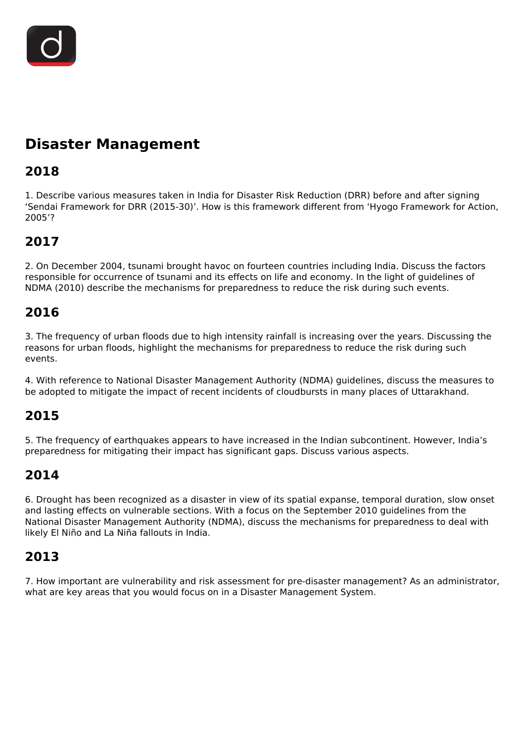# Disaster Management

## 2018

1. Describe various measures taken in India for Disaster Risk Reduction (DRR) before and after signing ‘Sendai Framework for DRR (2015-30)’. How is this framework different from ‘Hyogo Framework for Action, 2005’?

## 2017

2. On December 2004, tsunami brought havoc on fourteen countries including India. Discuss the factors responsible for occurrence of tsunami and its effects on life and economy. In the light of guidelines of NDMA (2010) describe the mechanisms for preparedness to reduce the risk during such events.

## 2016

3. The frequency of urban floods due to high intensity rainfall is increasing over the years. Discussing the reasons for urban floods, highlight the mechanisms for preparedness to reduce the risk during such events.

4. With reference to National Disaster Management Authority (NDMA) guidelines, discuss the measures to be adopted to mitigate the impact of recent incidents of cloudbursts in many places of Uttarakhand.

## 2015

5. The frequency of earthquakes appears to have increased in the Indian subcontinent. However, India’s preparedness for mitigating their impact has significant gaps. Discuss various aspects.

## 2014

6. Drought has been recognized as a disaster in view of its spatial expanse, temporal duration, slow onset and lasting effects on vulnerable sections. With a focus on the September 2010 guidelines from the National Disaster Management Authority (NDMA), discuss the mechanisms for preparedness to deal with likely El Niño and La Niña fallouts in India.

## 2013

7. How important are vulnerability and risk assessment for pre-disaster management? As an administrator, what are key areas that you would focus on in a Disaster Management System.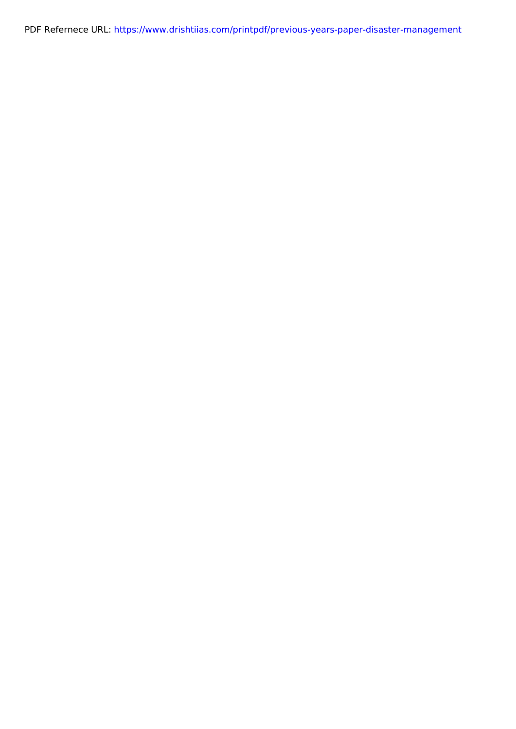PDF Refernece URL: https://www.drishtiias.com/printpdf/previous-years-paper-disaster-management